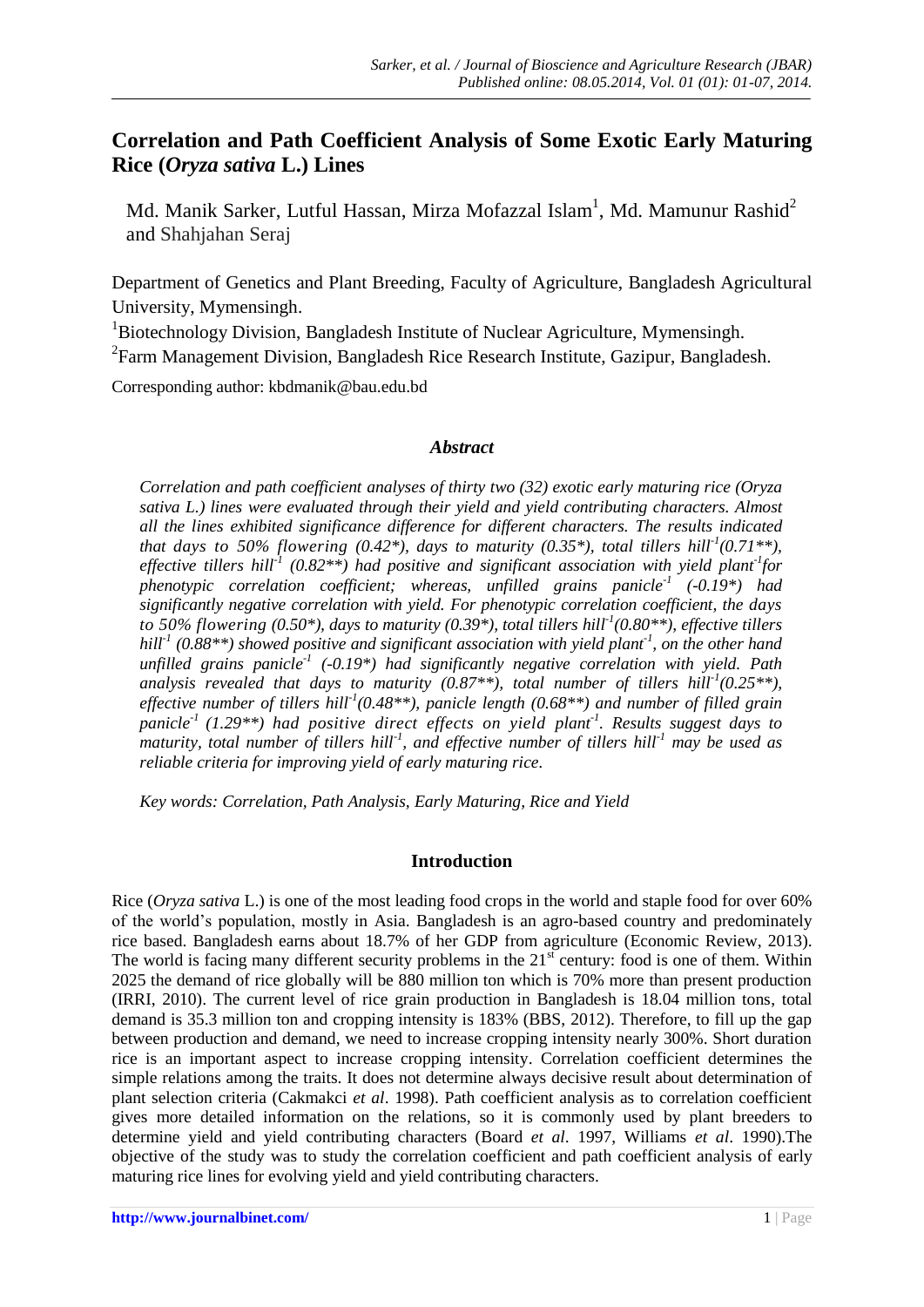# Correlation and Path Coefficient Analysis of Some Exotic Early Maturing Rice (*Oryza sativa* L.) Lines

Md. Manik Sarker, Lutful Hassan, Mirza Mofazzal Islam[1], Md. Mamunur Rashid[2] and Shahjahan Seraj

Department of Genetics and Plant Breeding, Faculty of Agriculture, Bangladesh Agricultural University, Mymensingh.

[1]Biotechnology Division, Bangladesh Institute of Nuclear Agriculture, Mymensingh.

[2]Farm Management Division, Bangladesh Rice Research Institute, Gazipur, Bangladesh.

Corresponding author: kbdmanik@bau.edu.bd

## *Abstract*

*Correlation and path coefficient analyses of thirty two (32) exotic early maturing rice (Oryza sativa L.) lines were evaluated through their yield and yield contributing characters. Almost all the lines exhibited significance difference for different characters. The results indicated that days to 50% flowering (0.42\*), days to maturity (0.35\*), total tillers hill$^{-1}$(0.71\*\*), effective tillers hill$^{-1}$ (0.82\*\*) had positive and significant association with yield plant$^{-1}$for phenotypic correlation coefficient; whereas, unfilled grains panicle$^{-1}$ (-0.19\*) had significantly negative correlation with yield. For phenotypic correlation coefficient, the days to 50% flowering (0.50\*), days to maturity (0.39\*), total tillers hill$^{-1}$(0.80\*\*), effective tillers hill$^{-1}$ (0.88\*\*) showed positive and significant association with yield plant$^{-1}$, on the other hand unfilled grains panicle$^{-1}$ (-0.19\*) had significantly negative correlation with yield. Path analysis revealed that days to maturity (0.87\*\*), total number of tillers hill$^{-1}$(0.25\*\*), effective number of tillers hill$^{-1}$(0.48\*\*), panicle length (0.68\*\*) and number of filled grain panicle$^{-1}$ (1.29\*\*) had positive direct effects on yield plant$^{-1}$. Results suggest days to maturity, total number of tillers hill$^{-1}$, and effective number of tillers hill$^{-1}$ may be used as reliable criteria for improving yield of early maturing rice.*

*Key words: Correlation, Path Analysis, Early Maturing, Rice and Yield*

## Introduction

Rice (*Oryza sativa* L.) is one of the most leading food crops in the world and staple food for over 60% of the world's population, mostly in Asia. Bangladesh is an agro-based country and predominately rice based. Bangladesh earns about 18.7% of her GDP from agriculture (Economic Review, 2013). The world is facing many different security problems in the 21$^{st}$ century: food is one of them. Within 2025 the demand of rice globally will be 880 million ton which is 70% more than present production (IRRI, 2010). The current level of rice grain production in Bangladesh is 18.04 million tons, total demand is 35.3 million ton and cropping intensity is 183% (BBS, 2012). Therefore, to fill up the gap between production and demand, we need to increase cropping intensity nearly 300%. Short duration rice is an important aspect to increase cropping intensity. Correlation coefficient determines the simple relations among the traits. It does not determine always decisive result about determination of plant selection criteria (Cakmakci *et al*. 1998). Path coefficient analysis as to correlation coefficient gives more detailed information on the relations, so it is commonly used by plant breeders to determine yield and yield contributing characters (Board *et al*. 1997, Williams *et al*. 1990).The objective of the study was to study the correlation coefficient and path coefficient analysis of early maturing rice lines for evolving yield and yield contributing characters.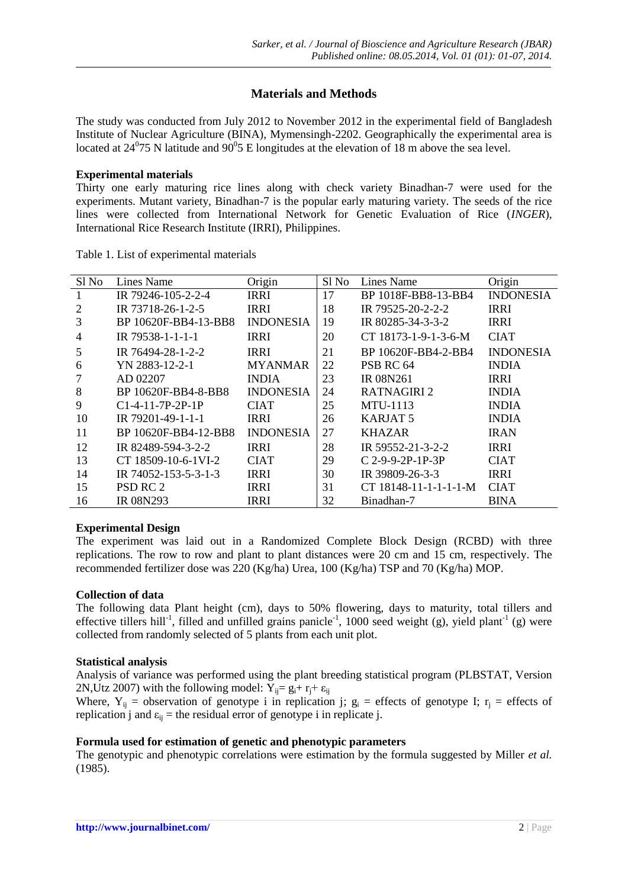## Materials and Methods

The study was conducted from July 2012 to November 2012 in the experimental field of Bangladesh Institute of Nuclear Agriculture (BINA), Mymensingh-2202. Geographically the experimental area is located at $24^{0}75$ N latitude and $90^{0}5$ E longitudes at the elevation of 18 m above the sea level.

**Experimental materials**

Thirty one early maturing rice lines along with check variety Binadhan-7 were used for the experiments. Mutant variety, Binadhan-7 is the popular early maturing variety. The seeds of the rice lines were collected from International Network for Genetic Evaluation of Rice (*INGER*), International Rice Research Institute (IRRI), Philippines.

Table 1. List of experimental materials

| Sl No | Lines Name | Origin | Sl No | Lines Name | Origin |
|---|---|---|---|---|---|
| 1 | IR 79246-105-2-2-4 | IRRI | 17 | BP 1018F-BB8-13-BB4 | INDONESIA |
| 2 | IR 73718-26-1-2-5 | IRRI | 18 | IR 79525-20-2-2-2 | IRRI |
| 3 | BP 10620F-BB4-13-BB8 | INDONESIA | 19 | IR 80285-34-3-3-2 | IRRI |
| 4 | IR 79538-1-1-1-1 | IRRI | 20 | CT 18173-1-9-1-3-6-M | CIAT |
| 5 | IR 76494-28-1-2-2 | IRRI | 21 | BP 10620F-BB4-2-BB4 | INDONESIA |
| 6 | YN 2883-12-2-1 | MYANMAR | 22 | PSB RC 64 | INDIA |
| 7 | AD 02207 | INDIA | 23 | IR 08N261 | IRRI |
| 8 | BP 10620F-BB4-8-BB8 | INDONESIA | 24 | RATNAGIRI 2 | INDIA |
| 9 | C1-4-11-7P-2P-1P | CIAT | 25 | MTU-1113 | INDIA |
| 10 | IR 79201-49-1-1-1 | IRRI | 26 | KARJAT 5 | INDIA |
| 11 | BP 10620F-BB4-12-BB8 | INDONESIA | 27 | KHAZAR | IRAN |
| 12 | IR 82489-594-3-2-2 | IRRI | 28 | IR 59552-21-3-2-2 | IRRI |
| 13 | CT 18509-10-6-1VI-2 | CIAT | 29 | C 2-9-9-2P-1P-3P | CIAT |
| 14 | IR 74052-153-5-3-1-3 | IRRI | 30 | IR 39809-26-3-3 | IRRI |
| 15 | PSD RC 2 | IRRI | 31 | CT 18148-11-1-1-1-1-M | CIAT |
| 16 | IR 08N293 | IRRI | 32 | Binadhan-7 | BINA |

**Experimental Design**

The experiment was laid out in a Randomized Complete Block Design (RCBD) with three replications. The row to row and plant to plant distances were 20 cm and 15 cm, respectively. The recommended fertilizer dose was 220 (Kg/ha) Urea, 100 (Kg/ha) TSP and 70 (Kg/ha) MOP.

**Collection of data**

The following data Plant height (cm), days to 50% flowering, days to maturity, total tillers and effective tillers hill$^{-1}$, filled and unfilled grains panicle$^{-1}$, 1000 seed weight (g), yield plant$^{-1}$ (g) were collected from randomly selected of 5 plants from each unit plot.

**Statistical analysis**

Analysis of variance was performed using the plant breeding statistical program (PLBSTAT, Version 2N,Utz 2007) with the following model: $Y_{ij} = g_i + r_j + \varepsilon_{ij}$

Where, $Y_{ij}$ = observation of genotype i in replication j; $g_i$ = effects of genotype I; $r_j$ = effects of replication j and $\varepsilon_{ij}$ = the residual error of genotype i in replicate j.

**Formula used for estimation of genetic and phenotypic parameters**

The genotypic and phenotypic correlations were estimation by the formula suggested by Miller *et al.* (1985).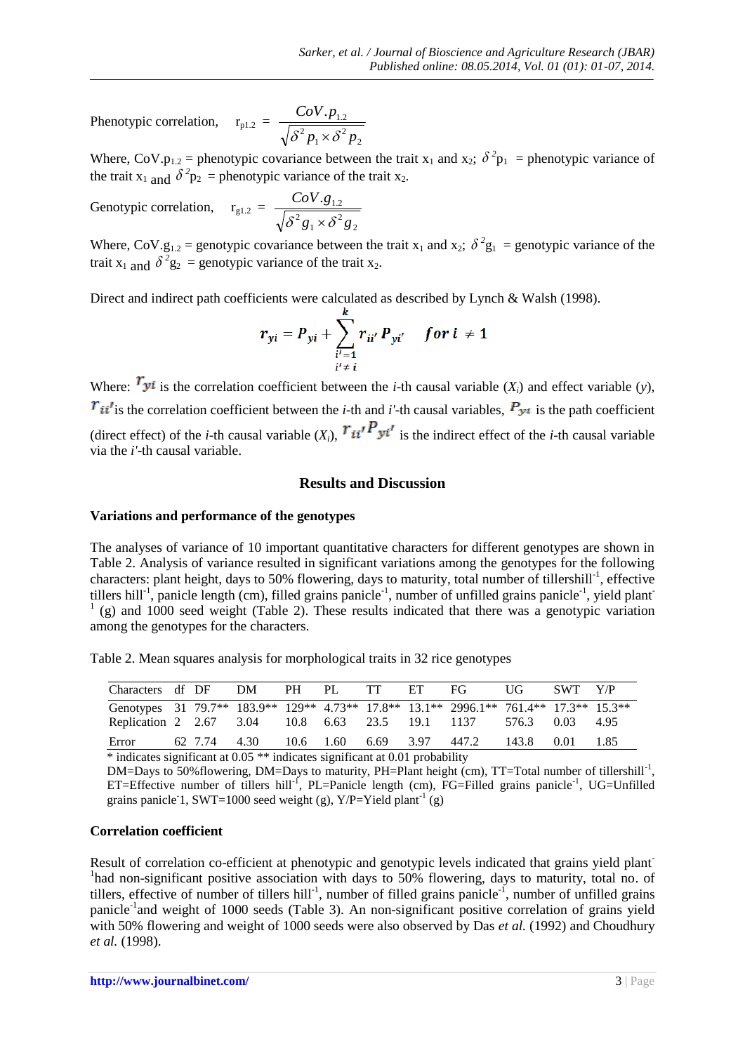Phenotypic correlation, $r_{p1.2} = \dfrac{CoV.p_{1.2}}{\sqrt{\delta^2 p_1 \times \delta^2 p_2}}$

Where, $CoV.p_{1.2}$ = phenotypic covariance between the trait $x_1$ and $x_2$; $\delta^2 p_1$ = phenotypic variance of the trait $x_1$ and $\delta^2 p_2$ = phenotypic variance of the trait $x_2$.

Genotypic correlation, $r_{g1.2} = \dfrac{CoV.g_{1.2}}{\sqrt{\delta^2 g_1 \times \delta^2 g_2}}$

Where, $CoV.g_{1.2}$ = genotypic covariance between the trait $x_1$ and $x_2$; $\delta^2 g_1$ = genotypic variance of the trait $x_1$ and $\delta^2 g_2$ = genotypic variance of the trait $x_2$.

Direct and indirect path coefficients were calculated as described by Lynch & Walsh (1998).

$$r_{yi} = P_{yi} + \sum_{\substack{i'=1 \\ i' \neq i}}^{k} r_{ii'} P_{yi'} \quad for\ i \neq 1$$

Where: $r_{yi}$ is the correlation coefficient between the *i*-th causal variable ($X_i$) and effect variable (*y*), $r_{ii'}$ is the correlation coefficient between the *i*-th and *i'*-th causal variables, $P_{yi}$ is the path coefficient (direct effect) of the *i*-th causal variable ($X_i$), $r_{ii'} P_{yi'}$ is the indirect effect of the *i*-th causal variable via the *i'*-th causal variable.

## Results and Discussion

### Variations and performance of the genotypes

The analyses of variance of 10 important quantitative characters for different genotypes are shown in Table 2. Analysis of variance resulted in significant variations among the genotypes for the following characters: plant height, days to 50% flowering, days to maturity, total number of tillershill$^{-1}$, effective tillers hill$^{-1}$, panicle length (cm), filled grains panicle$^{-1}$, number of unfilled grains panicle$^{-1}$, yield plant$^{-1}$ (g) and 1000 seed weight (Table 2). These results indicated that there was a genotypic variation among the genotypes for the characters.

Table 2. Mean squares analysis for morphological traits in 32 rice genotypes

| Characters | df | DF | DM | PH | PL | TT | ET | FG | UG | SWT | Y/P |
|---|---|---|---|---|---|---|---|---|---|---|---|
| Genotypes | 31 | 79.7** | 183.9** | 129** | 4.73** | 17.8** | 13.1** | 2996.1** | 761.4** | 17.3** | 15.3** |
| Replication | 2 | 2.67 | 3.04 | 10.8 | 6.63 | 23.5 | 19.1 | 1137 | 576.3 | 0.03 | 4.95 |
| Error | 62 | 7.74 | 4.30 | 10.6 | 1.60 | 6.69 | 3.97 | 447.2 | 143.8 | 0.01 | 1.85 |

\* indicates significant at 0.05 ** indicates significant at 0.01 probability
DM=Days to 50%flowering, DM=Days to maturity, PH=Plant height (cm), TT=Total number of tillershill$^{-1}$, ET=Effective number of tillers hill$^{-1}$, PL=Panicle length (cm), FG=Filled grains panicle$^{-1}$, UG=Unfilled grains panicle-1, SWT=1000 seed weight (g), Y/P=Yield plant$^{-1}$ (g)

### Correlation coefficient

Result of correlation co-efficient at phenotypic and genotypic levels indicated that grains yield plant$^{-1}$had non-significant positive association with days to 50% flowering, days to maturity, total no. of tillers, effective of number of tillers hill$^{-1}$, number of filled grains panicle$^{-1}$, number of unfilled grains panicle$^{-1}$and weight of 1000 seeds (Table 3). An non-significant positive correlation of grains yield with 50% flowering and weight of 1000 seeds were also observed by Das *et al.* (1992) and Choudhury *et al.* (1998).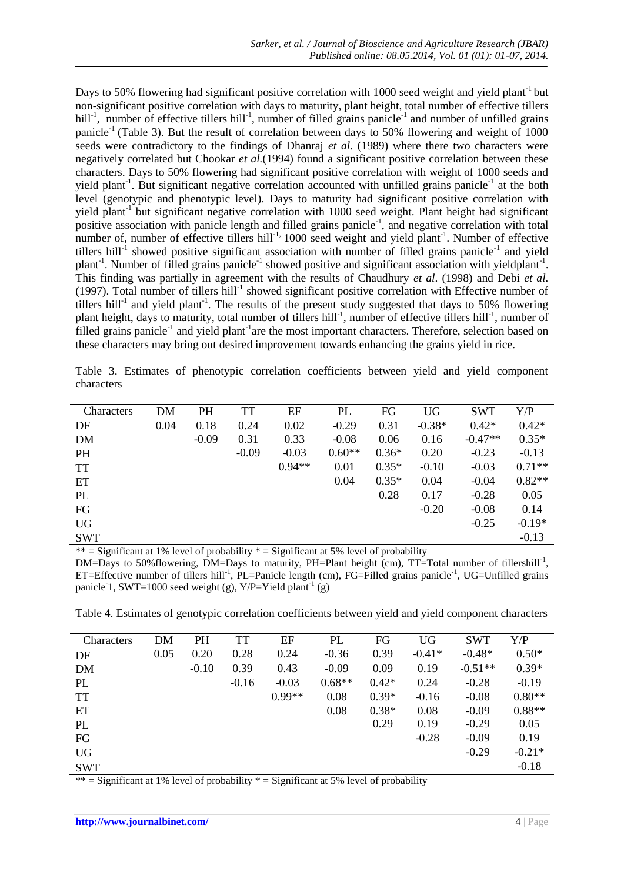Days to 50% flowering had significant positive correlation with 1000 seed weight and yield plant$^{-1}$ but non-significant positive correlation with days to maturity, plant height, total number of effective tillers hill$^{-1}$, number of effective tillers hill$^{-1}$, number of filled grains panicle$^{-1}$ and number of unfilled grains panicle$^{-1}$ (Table 3). But the result of correlation between days to 50% flowering and weight of 1000 seeds were contradictory to the findings of Dhanraj *et al.* (1989) where there two characters were negatively correlated but Chookar *et al.*(1994) found a significant positive correlation between these characters. Days to 50% flowering had significant positive correlation with weight of 1000 seeds and yield plant$^{-1}$. But significant negative correlation accounted with unfilled grains panicle$^{-1}$ at the both level (genotypic and phenotypic level). Days to maturity had significant positive correlation with yield plant$^{-1}$ but significant negative correlation with 1000 seed weight. Plant height had significant positive association with panicle length and filled grains panicle$^{-1}$, and negative correlation with total number of, number of effective tillers hill$^{-1,}$ 1000 seed weight and yield plant$^{-1}$. Number of effective tillers hill$^{-1}$ showed positive significant association with number of filled grains panicle$^{-1}$ and yield plant$^{-1}$. Number of filled grains panicle$^{-1}$ showed positive and significant association with yieldplant$^{-1}$. This finding was partially in agreement with the results of Chaudhury *et al*. (1998) and Debi *et al.* (1997). Total number of tillers hill$^{-1}$ showed significant positive correlation with Effective number of tillers hill$^{-1}$ and yield plant$^{-1}$. The results of the present study suggested that days to 50% flowering plant height, days to maturity, total number of tillers hill$^{-1}$, number of effective tillers hill$^{-1}$, number of filled grains panicle$^{-1}$ and yield plant$^{-1}$are the most important characters. Therefore, selection based on these characters may bring out desired improvement towards enhancing the grains yield in rice.

Table 3. Estimates of phenotypic correlation coefficients between yield and yield component characters

| Characters | DM | PH | TT | EF | PL | FG | UG | SWT | Y/P |
|---|---|---|---|---|---|---|---|---|---|
| DF | 0.04 | 0.18 | 0.24 | 0.02 | -0.29 | 0.31 | -0.38* | 0.42* | 0.42* |
| DM | | -0.09 | 0.31 | 0.33 | -0.08 | 0.06 | 0.16 | -0.47** | 0.35* |
| PH | | | -0.09 | -0.03 | 0.60** | 0.36* | 0.20 | -0.23 | -0.13 |
| TT | | | | 0.94** | 0.01 | 0.35* | -0.10 | -0.03 | 0.71** |
| ET | | | | | 0.04 | 0.35* | 0.04 | -0.04 | 0.82** |
| PL | | | | | | 0.28 | 0.17 | -0.28 | 0.05 |
| FG | | | | | | | -0.20 | -0.08 | 0.14 |
| UG | | | | | | | | -0.25 | -0.19* |
| SWT | | | | | | | | | -0.13 |

** = Significant at 1% level of probability * = Significant at 5% level of probability

DM=Days to 50%flowering, DM=Days to maturity, PH=Plant height (cm), TT=Total number of tillershill$^{-1}$, ET=Effective number of tillers hill$^{-1}$, PL=Panicle length (cm), FG=Filled grains panicle$^{-1}$, UG=Unfilled grains panicle-1, SWT=1000 seed weight (g), Y/P=Yield plant$^{-1}$ (g)

Table 4. Estimates of genotypic correlation coefficients between yield and yield component characters

| Characters | DM | PH | TT | EF | PL | FG | UG | SWT | Y/P |
|---|---|---|---|---|---|---|---|---|---|
| DF | 0.05 | 0.20 | 0.28 | 0.24 | -0.36 | 0.39 | -0.41* | -0.48* | 0.50* |
| DM | | -0.10 | 0.39 | 0.43 | -0.09 | 0.09 | 0.19 | -0.51** | 0.39* |
| PL | | | -0.16 | -0.03 | 0.68** | 0.42* | 0.24 | -0.28 | -0.19 |
| TT | | | | 0.99** | 0.08 | 0.39* | -0.16 | -0.08 | 0.80** |
| ET | | | | | 0.08 | 0.38* | 0.08 | -0.09 | 0.88** |
| PL | | | | | | 0.29 | 0.19 | -0.29 | 0.05 |
| FG | | | | | | | -0.28 | -0.09 | 0.19 |
| UG | | | | | | | | -0.29 | -0.21* |
| SWT | | | | | | | | | -0.18 |

** = Significant at 1% level of probability * = Significant at 5% level of probability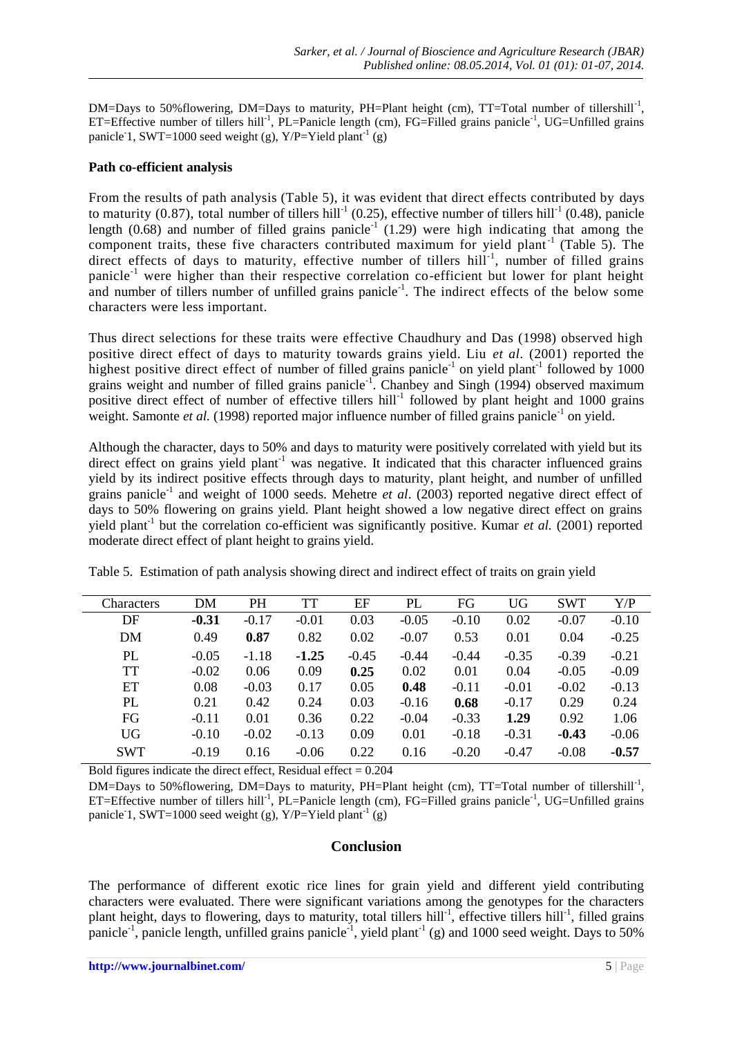DM=Days to 50%flowering, DM=Days to maturity, PH=Plant height (cm), TT=Total number of tillershill$^{-1}$, ET=Effective number of tillers hill$^{-1}$, PL=Panicle length (cm), FG=Filled grains panicle$^{-1}$, UG=Unfilled grains panicle-1, SWT=1000 seed weight (g), Y/P=Yield plant$^{-1}$ (g)

### Path co-efficient analysis

From the results of path analysis (Table 5), it was evident that direct effects contributed by days to maturity (0.87), total number of tillers hill$^{-1}$ (0.25), effective number of tillers hill$^{-1}$ (0.48), panicle length (0.68) and number of filled grains panicle$^{-1}$ (1.29) were high indicating that among the component traits, these five characters contributed maximum for yield plant$^{-1}$ (Table 5). The direct effects of days to maturity, effective number of tillers hill$^{-1}$, number of filled grains panicle$^{-1}$ were higher than their respective correlation co-efficient but lower for plant height and number of tillers number of unfilled grains panicle$^{-1}$. The indirect effects of the below some characters were less important.

Thus direct selections for these traits were effective Chaudhury and Das (1998) observed high positive direct effect of days to maturity towards grains yield. Liu *et al*. (2001) reported the highest positive direct effect of number of filled grains panicle$^{-1}$ on yield plant$^{-1}$ followed by 1000 grains weight and number of filled grains panicle$^{-1}$. Chanbey and Singh (1994) observed maximum positive direct effect of number of effective tillers hill$^{-1}$ followed by plant height and 1000 grains weight. Samonte *et al.* (1998) reported major influence number of filled grains panicle$^{-1}$ on yield.

Although the character, days to 50% and days to maturity were positively correlated with yield but its direct effect on grains yield plant$^{-1}$ was negative. It indicated that this character influenced grains yield by its indirect positive effects through days to maturity, plant height, and number of unfilled grains panicle$^{-1}$ and weight of 1000 seeds. Mehetre *et al*. (2003) reported negative direct effect of days to 50% flowering on grains yield. Plant height showed a low negative direct effect on grains yield plant$^{-1}$ but the correlation co-efficient was significantly positive. Kumar *et al.* (2001) reported moderate direct effect of plant height to grains yield.

Table 5. Estimation of path analysis showing direct and indirect effect of traits on grain yield

| Characters | DM | PH | TT | EF | PL | FG | UG | SWT | Y/P |
|---|---|---|---|---|---|---|---|---|---|
| DF | **-0.31** | -0.17 | -0.01 | 0.03 | -0.05 | -0.10 | 0.02 | -0.07 | -0.10 |
| DM | 0.49 | **0.87** | 0.82 | 0.02 | -0.07 | 0.53 | 0.01 | 0.04 | -0.25 |
| PL | -0.05 | -1.18 | **-1.25** | -0.45 | -0.44 | -0.44 | -0.35 | -0.39 | -0.21 |
| TT | -0.02 | 0.06 | 0.09 | **0.25** | 0.02 | 0.01 | 0.04 | -0.05 | -0.09 |
| ET | 0.08 | -0.03 | 0.17 | 0.05 | **0.48** | -0.11 | -0.01 | -0.02 | -0.13 |
| PL | 0.21 | 0.42 | 0.24 | 0.03 | -0.16 | **0.68** | -0.17 | 0.29 | 0.24 |
| FG | -0.11 | 0.01 | 0.36 | 0.22 | -0.04 | -0.33 | **1.29** | 0.92 | 1.06 |
| UG | -0.10 | -0.02 | -0.13 | 0.09 | 0.01 | -0.18 | -0.31 | **-0.43** | -0.06 |
| SWT | -0.19 | 0.16 | -0.06 | 0.22 | 0.16 | -0.20 | -0.47 | -0.08 | **-0.57** |

Bold figures indicate the direct effect, Residual effect = 0.204

DM=Days to 50%flowering, DM=Days to maturity, PH=Plant height (cm), TT=Total number of tillershill$^{-1}$, ET=Effective number of tillers hill$^{-1}$, PL=Panicle length (cm), FG=Filled grains panicle$^{-1}$, UG=Unfilled grains panicle-1, SWT=1000 seed weight (g), Y/P=Yield plant$^{-1}$ (g)

## Conclusion

The performance of different exotic rice lines for grain yield and different yield contributing characters were evaluated. There were significant variations among the genotypes for the characters plant height, days to flowering, days to maturity, total tillers hill$^{-1}$, effective tillers hill$^{-1}$, filled grains panicle$^{-1}$, panicle length, unfilled grains panicle$^{-1}$, yield plant$^{-1}$ (g) and 1000 seed weight. Days to 50%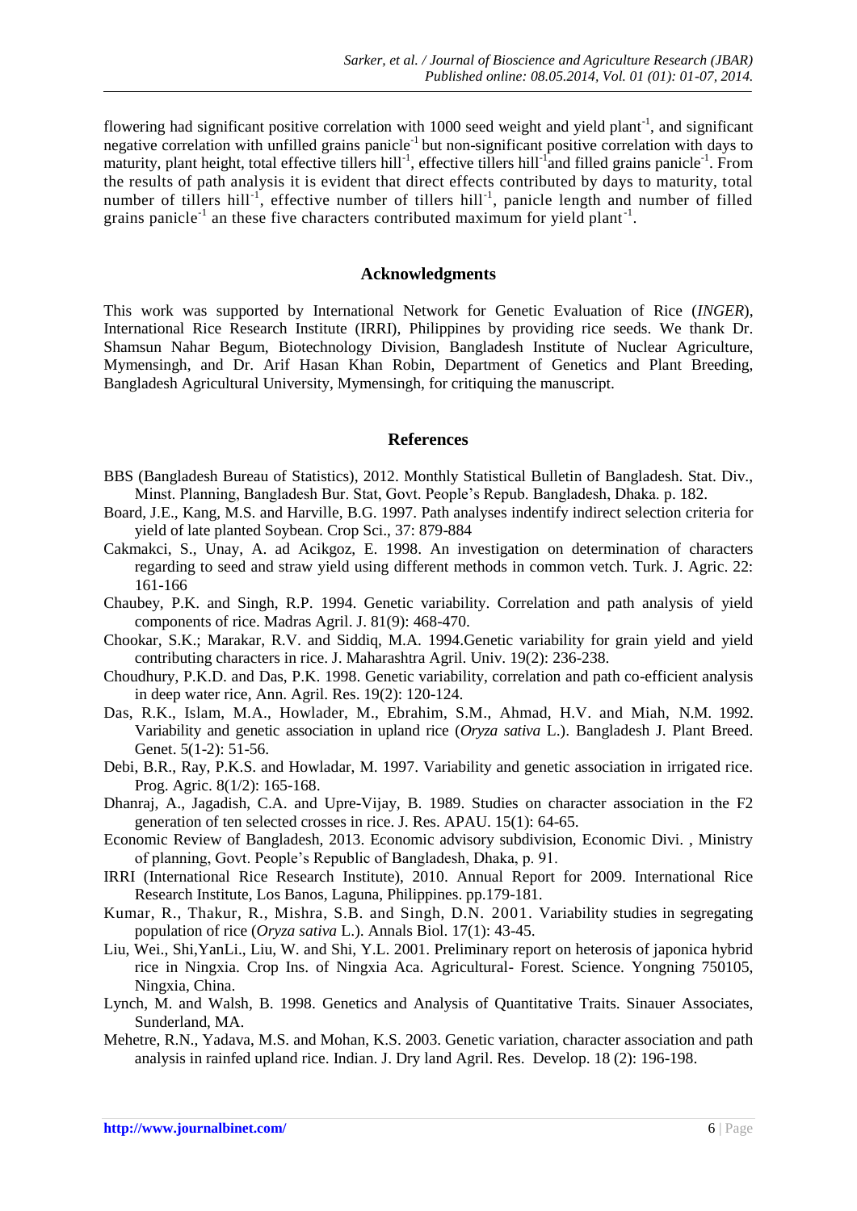flowering had significant positive correlation with 1000 seed weight and yield plant$^{-1}$, and significant negative correlation with unfilled grains panicle$^{-1}$ but non-significant positive correlation with days to maturity, plant height, total effective tillers hill$^{-1}$, effective tillers hill$^{-1}$and filled grains panicle$^{-1}$. From the results of path analysis it is evident that direct effects contributed by days to maturity, total number of tillers hill$^{-1}$, effective number of tillers hill$^{-1}$, panicle length and number of filled grains panicle$^{-1}$ an these five characters contributed maximum for yield plant$^{-1}$.

## Acknowledgments

This work was supported by International Network for Genetic Evaluation of Rice (*INGER*), International Rice Research Institute (IRRI), Philippines by providing rice seeds. We thank Dr. Shamsun Nahar Begum, Biotechnology Division, Bangladesh Institute of Nuclear Agriculture, Mymensingh, and Dr. Arif Hasan Khan Robin, Department of Genetics and Plant Breeding, Bangladesh Agricultural University, Mymensingh, for critiquing the manuscript.

## References

BBS (Bangladesh Bureau of Statistics), 2012. Monthly Statistical Bulletin of Bangladesh. Stat. Div., Minst. Planning, Bangladesh Bur. Stat, Govt. People's Repub. Bangladesh, Dhaka. p. 182.

Board, J.E., Kang, M.S. and Harville, B.G. 1997. Path analyses indentify indirect selection criteria for yield of late planted Soybean. Crop Sci., 37: 879-884

Cakmakci, S., Unay, A. ad Acikgoz, E. 1998. An investigation on determination of characters regarding to seed and straw yield using different methods in common vetch. Turk. J. Agric. 22: 161-166

Chaubey, P.K. and Singh, R.P. 1994. Genetic variability. Correlation and path analysis of yield components of rice. Madras Agril. J. 81(9): 468-470.

Chookar, S.K.; Marakar, R.V. and Siddiq, M.A. 1994.Genetic variability for grain yield and yield contributing characters in rice. J. Maharashtra Agril. Univ. 19(2): 236-238.

Choudhury, P.K.D. and Das, P.K. 1998. Genetic variability, correlation and path co-efficient analysis in deep water rice, Ann. Agril. Res. 19(2): 120-124.

Das, R.K., Islam, M.A., Howlader, M., Ebrahim, S.M., Ahmad, H.V. and Miah, N.M. 1992. Variability and genetic association in upland rice (*Oryza sativa* L.). Bangladesh J. Plant Breed. Genet. 5(1-2): 51-56.

Debi, B.R., Ray, P.K.S. and Howladar, M. 1997. Variability and genetic association in irrigated rice. Prog. Agric. 8(1/2): 165-168.

Dhanraj, A., Jagadish, C.A. and Upre-Vijay, B. 1989. Studies on character association in the F2 generation of ten selected crosses in rice. J. Res. APAU. 15(1): 64-65.

Economic Review of Bangladesh, 2013. Economic advisory subdivision, Economic Divi. , Ministry of planning, Govt. People's Republic of Bangladesh, Dhaka, p. 91.

IRRI (International Rice Research Institute), 2010. Annual Report for 2009. International Rice Research Institute, Los Banos, Laguna, Philippines. pp.179-181.

Kumar, R., Thakur, R., Mishra, S.B. and Singh, D.N. 2001. Variability studies in segregating population of rice (*Oryza sativa* L.). Annals Biol. 17(1): 43-45.

Liu, Wei., Shi,YanLi., Liu, W. and Shi, Y.L. 2001. Preliminary report on heterosis of japonica hybrid rice in Ningxia. Crop Ins. of Ningxia Aca. Agricultural- Forest. Science. Yongning 750105, Ningxia, China.

Lynch, M. and Walsh, B. 1998. Genetics and Analysis of Quantitative Traits. Sinauer Associates, Sunderland, MA.

Mehetre, R.N., Yadava, M.S. and Mohan, K.S. 2003. Genetic variation, character association and path analysis in rainfed upland rice. Indian. J. Dry land Agril. Res. Develop. 18 (2): 196-198.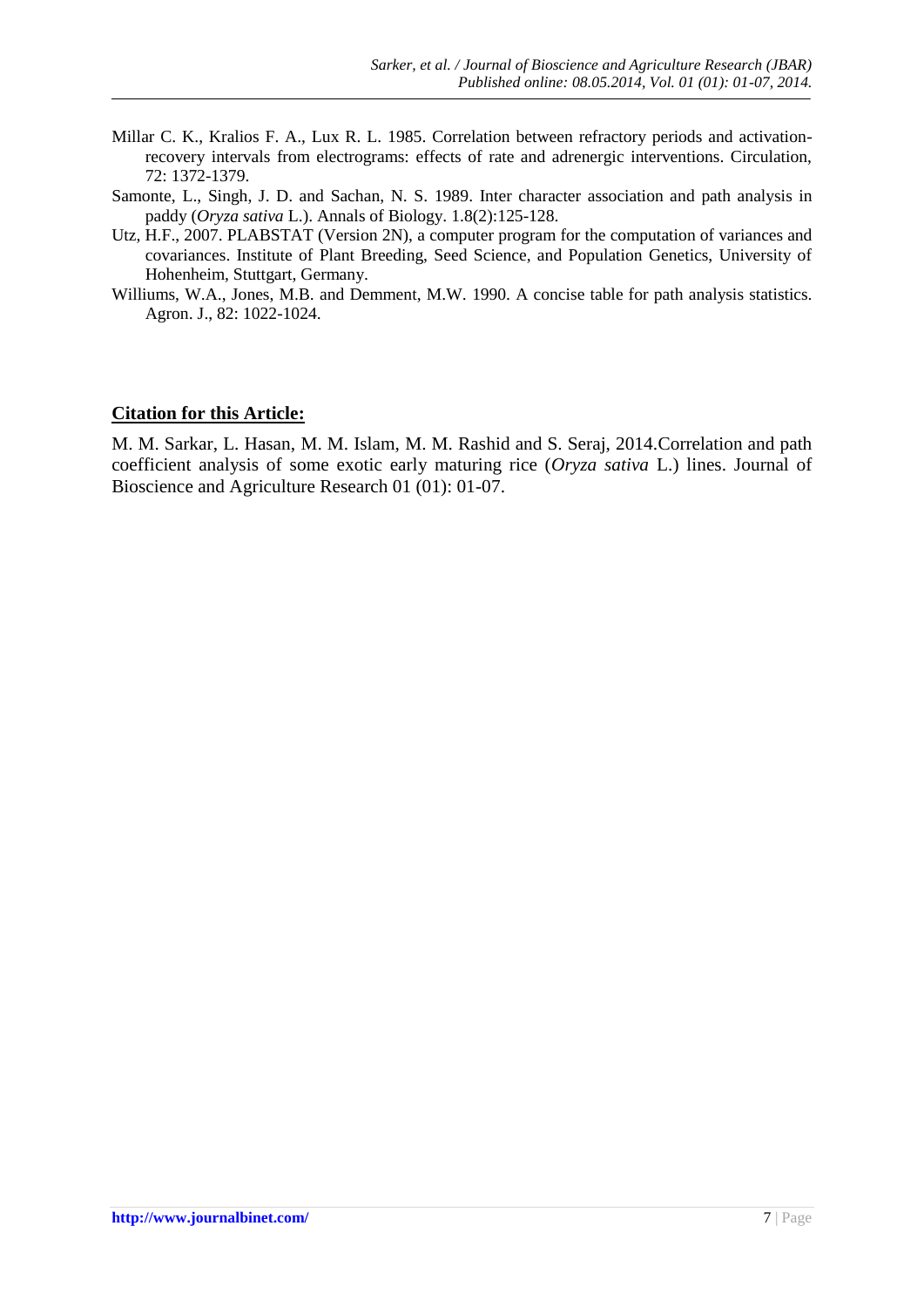Millar C. K., Kralios F. A., Lux R. L. 1985. Correlation between refractory periods and activation-recovery intervals from electrograms: effects of rate and adrenergic interventions. Circulation, 72: 1372-1379.

Samonte, L., Singh, J. D. and Sachan, N. S. 1989. Inter character association and path analysis in paddy (*Oryza sativa* L.). Annals of Biology. 1.8(2):125-128.

Utz, H.F., 2007. PLABSTAT (Version 2N), a computer program for the computation of variances and covariances. Institute of Plant Breeding, Seed Science, and Population Genetics, University of Hohenheim, Stuttgart, Germany.

Williums, W.A., Jones, M.B. and Demment, M.W. 1990. A concise table for path analysis statistics. Agron. J., 82: 1022-1024.

**Citation for this Article:**

M. M. Sarkar, L. Hasan, M. M. Islam, M. M. Rashid and S. Seraj, 2014.Correlation and path coefficient analysis of some exotic early maturing rice (*Oryza sativa* L.) lines. Journal of Bioscience and Agriculture Research 01 (01): 01-07.